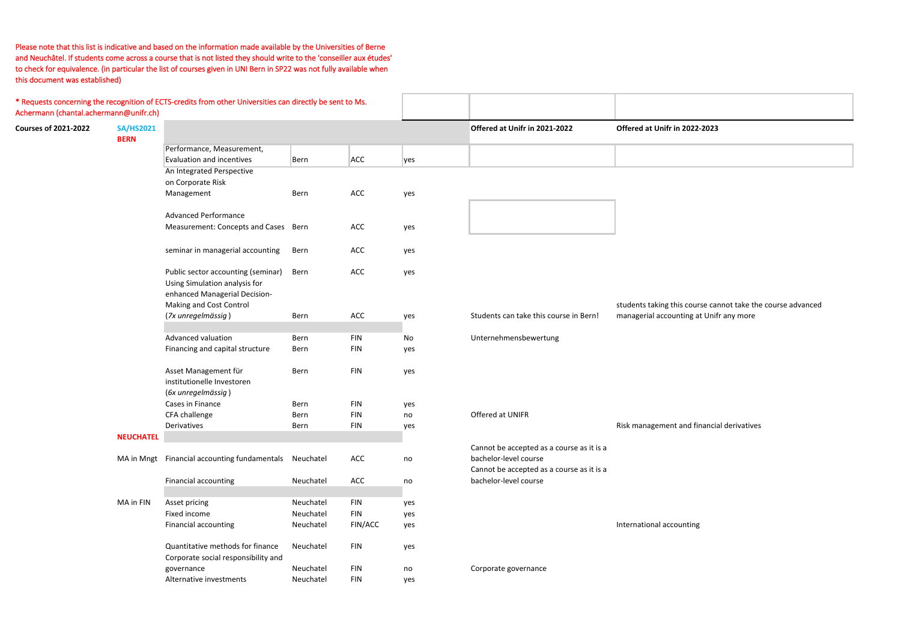Please note that this list is indicative and based on the information made available by the Universities of Berne and Neuchâtel. If students come across a course that is not listed they should write to the 'conseiller aux études' to check for equivalence. (in particular the list of courses given in UNI Bern in SP22 was not fully available when this document was established)

* Requests concerning the recognition of ECTS-credits from other Universities can directly be sent to Ms. Achermann (chantal.achermann@unifr.ch)

| Courses of 2021-2022 | SA/HS2021 BERN | | | | | Offered at Unifr in 2021-2022 | Offered at Unifr in 2022-2023 |
|---|---|---|---|---|---|---|---|
| | | Performance, Measurement, Evaluation and incentives | Bern | ACC | yes | | |
| | | An Integrated Perspective on Corporate Risk Management | Bern | ACC | yes | | |
| | | Advanced Performance Measurement: Concepts and Cases | Bern | ACC | yes | | |
| | | seminar in managerial accounting | Bern | ACC | yes | | |
| | | Public sector accounting (seminar) | Bern | ACC | yes | | |
| | | Using Simulation analysis for enhanced Managerial Decision-Making and Cost Control (*7x unregelmässig*) | Bern | ACC | yes | Students can take this course in Bern! | students taking this course cannot take the course advanced managerial accounting at Unifr any more |
| | | Advanced valuation | Bern | FIN | No | Unternehmensbewertung | |
| | | Financing and capital structure | Bern | FIN | yes | | |
| | | Asset Management für institutionelle Investoren (*6x unregelmässig*) | Bern | FIN | yes | | |
| | | Cases in Finance | Bern | FIN | yes | | |
| | | CFA challenge | Bern | FIN | no | Offered at UNIFR | |
| | | Derivatives | Bern | FIN | yes | | Risk management and financial derivatives |
| | NEUCHATEL | | | | | | |
| | MA in Mngt | Financial accounting fundamentals | Neuchatel | ACC | no | Cannot be accepted as a course as it is a bachelor-level course | |
| | | Financial accounting | Neuchatel | ACC | no | Cannot be accepted as a course as it is a bachelor-level course | |
| | MA in FIN | Asset pricing | Neuchatel | FIN | yes | | |
| | | Fixed income | Neuchatel | FIN | yes | | |
| | | Financial accounting | Neuchatel | FIN/ACC | yes | | International accounting |
| | | Quantitative methods for finance | Neuchatel | FIN | yes | | |
| | | Corporate social responsibility and governance | Neuchatel | FIN | no | Corporate governance | |
| | | Alternative investments | Neuchatel | FIN | yes | | |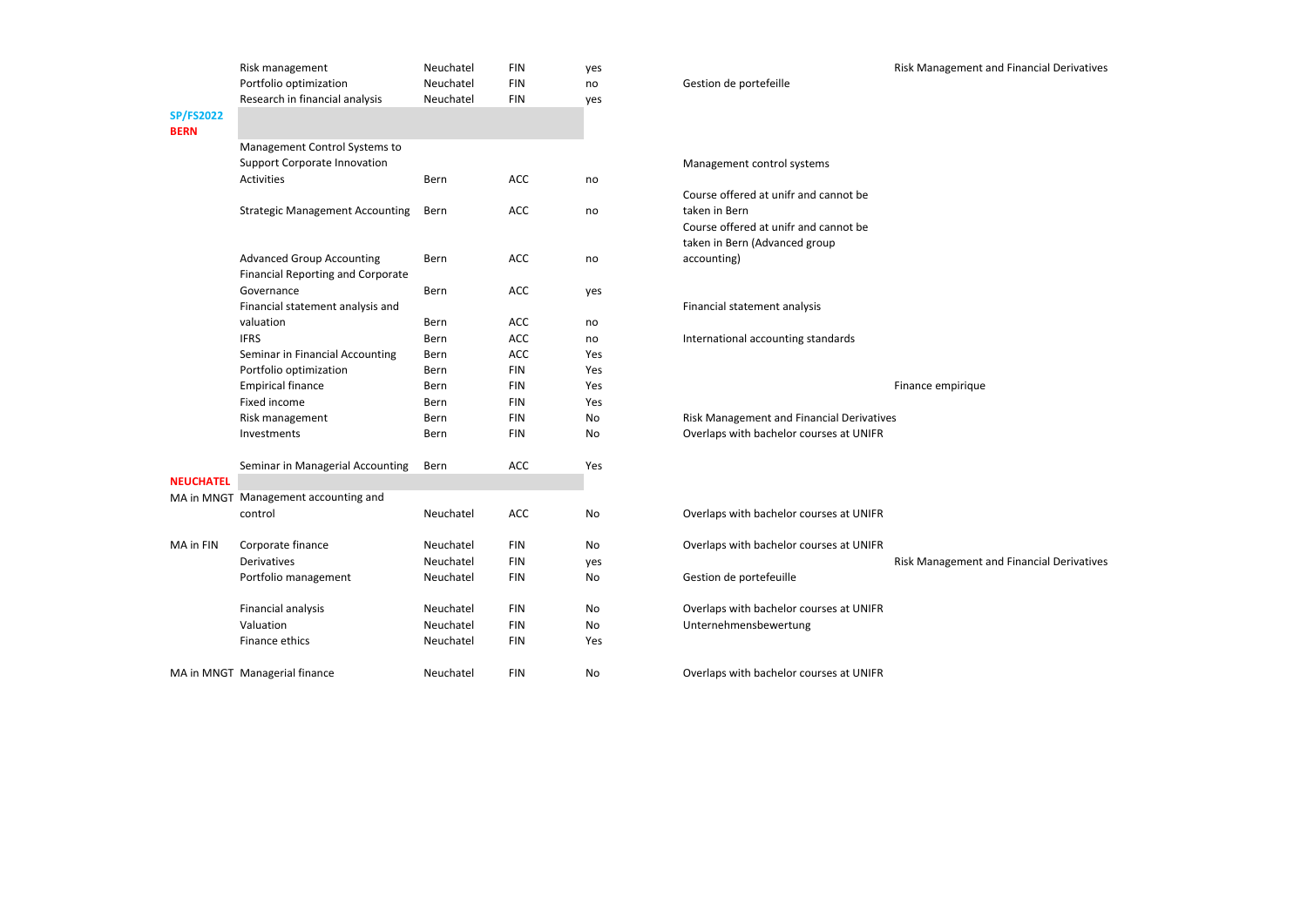| | | | | | | |
|---|---|---|---|---|---|---|
| | Risk management | Neuchatel | FIN | yes | | Risk Management and Financial Derivatives |
| | Portfolio optimization | Neuchatel | FIN | no | Gestion de portefeille | |
| | Research in financial analysis | Neuchatel | FIN | yes | | |
| **SP/FS2022 BERN** | | | | | | |
| | Management Control Systems to Support Corporate Innovation Activities | Bern | ACC | no | Management control systems | |
| | Strategic Management Accounting | Bern | ACC | no | Course offered at unifr and cannot be taken in Bern | |
| | Advanced Group Accounting | Bern | ACC | no | Course offered at unifr and cannot be taken in Bern (Advanced group accounting) | |
| | Financial Reporting and Corporate Governance | Bern | ACC | yes | | |
| | Financial statement analysis and valuation | Bern | ACC | no | Financial statement analysis | |
| | IFRS | Bern | ACC | no | International accounting standards | |
| | Seminar in Financial Accounting | Bern | ACC | Yes | | |
| | Portfolio optimization | Bern | FIN | Yes | | |
| | Empirical finance | Bern | FIN | Yes | | Finance empirique |
| | Fixed income | Bern | FIN | Yes | | |
| | Risk management | Bern | FIN | No | Risk Management and Financial Derivatives | |
| | Investments | Bern | FIN | No | Overlaps with bachelor courses at UNIFR | |
| | Seminar in Managerial Accounting | Bern | ACC | Yes | | |
| **NEUCHATEL** | | | | | | |
| MA in MNGT | Management accounting and control | Neuchatel | ACC | No | Overlaps with bachelor courses at UNIFR | |
| MA in FIN | Corporate finance | Neuchatel | FIN | No | Overlaps with bachelor courses at UNIFR | |
| | Derivatives | Neuchatel | FIN | yes | | Risk Management and Financial Derivatives |
| | Portfolio management | Neuchatel | FIN | No | Gestion de portefeuille | |
| | Financial analysis | Neuchatel | FIN | No | Overlaps with bachelor courses at UNIFR | |
| | Valuation | Neuchatel | FIN | No | Unternehmensbewertung | |
| | Finance ethics | Neuchatel | FIN | Yes | | |
| MA in MNGT | Managerial finance | Neuchatel | FIN | No | Overlaps with bachelor courses at UNIFR | |